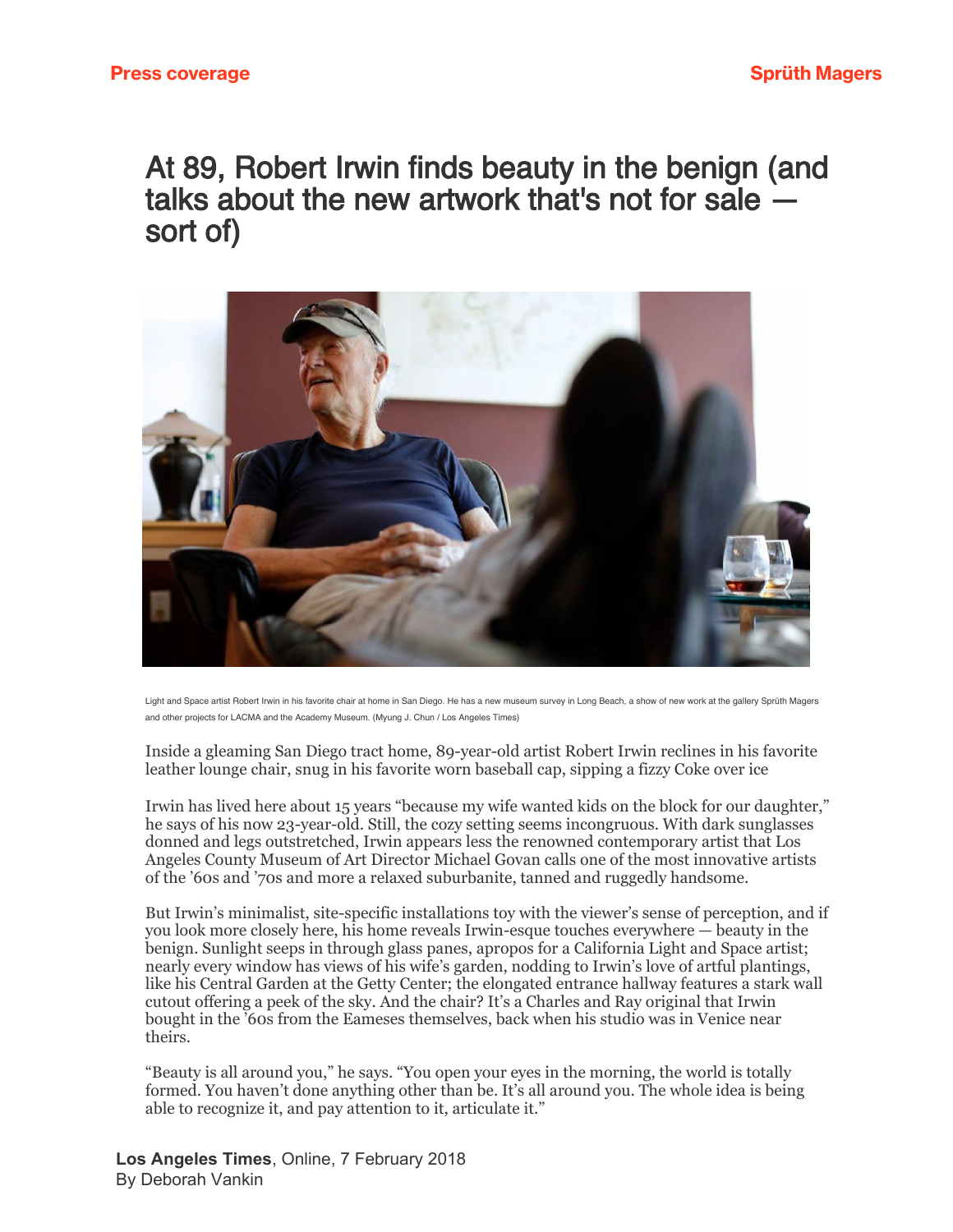# At 89, Robert Irwin finds beauty in the benign (and talks about the new artwork that's not for sale — sort of)

Light and Space artist Robert Irwin in his favorite chair at home in San Diego. He has a new museum survey in Long Beach, a show of new work at the gallery Sprüth Magers and other projects for LACMA and the Academy Museum. (Myung J. Chun / Los Angeles Times)

Inside a gleaming San Diego tract home, 89-year-old artist Robert Irwin reclines in his favorite leather lounge chair, snug in his favorite worn baseball cap, sipping a fizzy Coke over ice

Irwin has lived here about 15 years "because my wife wanted kids on the block for our daughter," he says of his now 23-year-old. Still, the cozy setting seems incongruous. With dark sunglasses donned and legs outstretched, Irwin appears less the renowned contemporary artist that Los Angeles County Museum of Art Director Michael Govan calls one of the most innovative artists of the '60s and '70s and more a relaxed suburbanite, tanned and ruggedly handsome.

But Irwin's minimalist, site-specific installations toy with the viewer's sense of perception, and if you look more closely here, his home reveals Irwin-esque touches everywhere — beauty in the benign. Sunlight seeps in through glass panes, apropos for a California Light and Space artist; nearly every window has views of his wife's garden, nodding to Irwin's love of artful plantings, like his Central Garden at the Getty Center; the elongated entrance hallway features a stark wall cutout offering a peek of the sky. And the chair? It's a Charles and Ray original that Irwin bought in the '60s from the Eameses themselves, back when his studio was in Venice near theirs.

"Beauty is all around you," he says. "You open your eyes in the morning, the world is totally formed. You haven't done anything other than be. It's all around you. The whole idea is being able to recognize it, and pay attention to it, articulate it."

**Los Angeles Times**, Online, 7 February 2018
By Deborah Vankin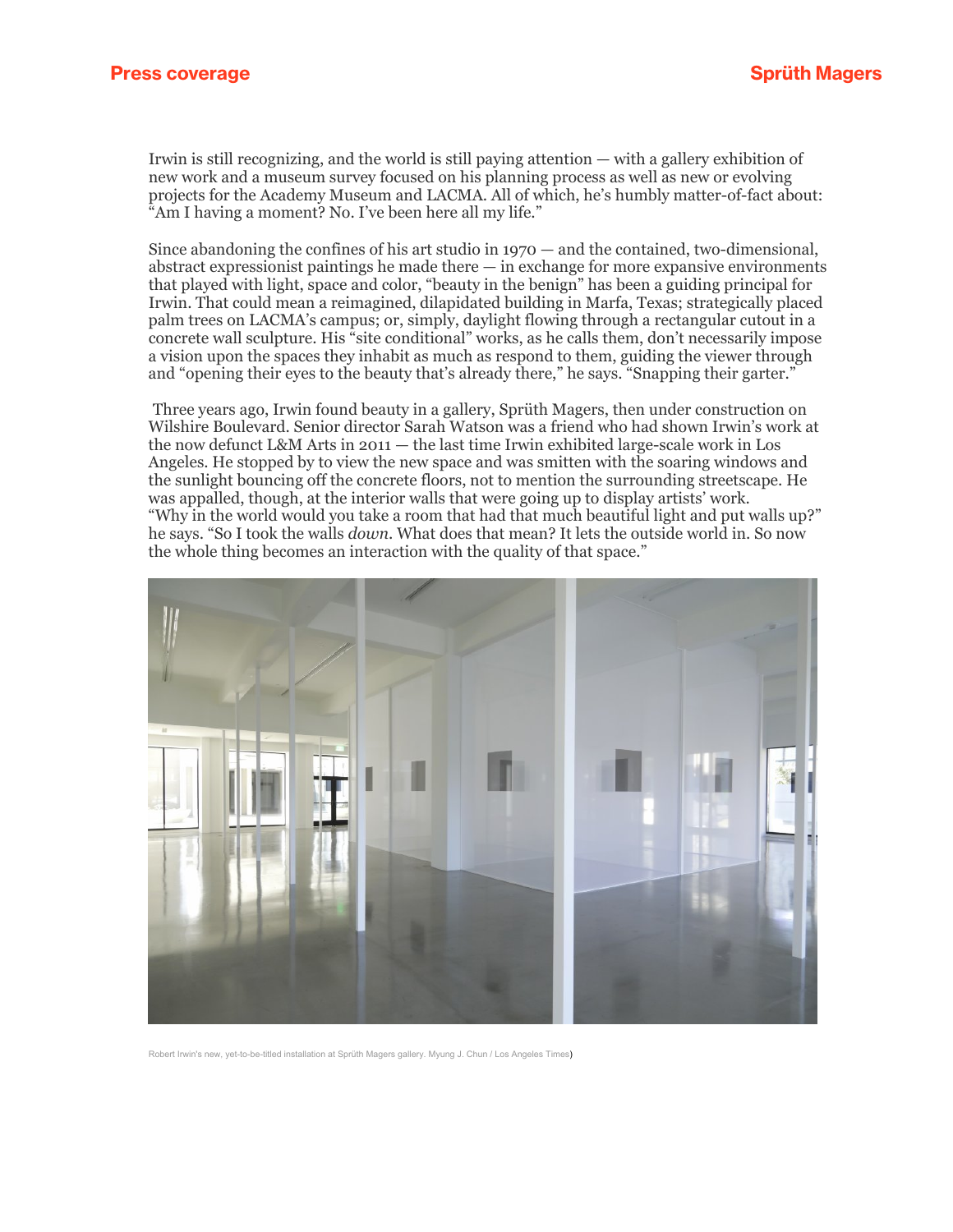Irwin is still recognizing, and the world is still paying attention — with a gallery exhibition of new work and a museum survey focused on his planning process as well as new or evolving projects for the Academy Museum and LACMA. All of which, he's humbly matter-of-fact about: "Am I having a moment? No. I've been here all my life."

Since abandoning the confines of his art studio in 1970 — and the contained, two-dimensional, abstract expressionist paintings he made there — in exchange for more expansive environments that played with light, space and color, "beauty in the benign" has been a guiding principal for Irwin. That could mean a reimagined, dilapidated building in Marfa, Texas; strategically placed palm trees on LACMA's campus; or, simply, daylight flowing through a rectangular cutout in a concrete wall sculpture. His "site conditional" works, as he calls them, don't necessarily impose a vision upon the spaces they inhabit as much as respond to them, guiding the viewer through and "opening their eyes to the beauty that's already there," he says. "Snapping their garter."

Three years ago, Irwin found beauty in a gallery, Sprüth Magers, then under construction on Wilshire Boulevard. Senior director Sarah Watson was a friend who had shown Irwin's work at the now defunct L&M Arts in 2011 — the last time Irwin exhibited large-scale work in Los Angeles. He stopped by to view the new space and was smitten with the soaring windows and the sunlight bouncing off the concrete floors, not to mention the surrounding streetscape. He was appalled, though, at the interior walls that were going up to display artists' work. "Why in the world would you take a room that had that much beautiful light and put walls up?" he says. "So I took the walls *down*. What does that mean? It lets the outside world in. So now the whole thing becomes an interaction with the quality of that space."

Robert Irwin's new, yet-to-be-titled installation at Sprüth Magers gallery. Myung J. Chun / Los Angeles Times)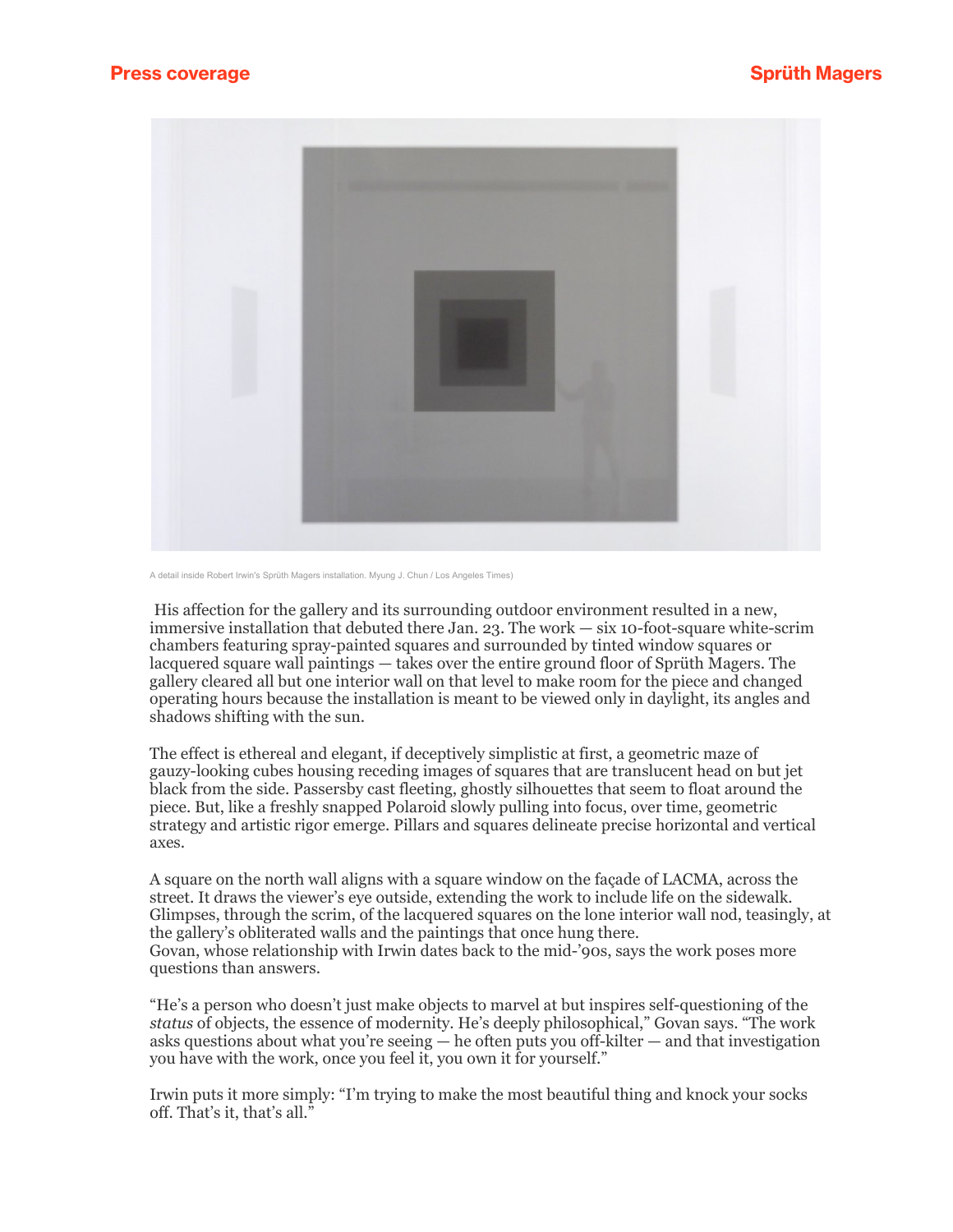A detail inside Robert Irwin's Sprüth Magers installation. Myung J. Chun / Los Angeles Times)

His affection for the gallery and its surrounding outdoor environment resulted in a new, immersive installation that debuted there Jan. 23. The work — six 10-foot-square white-scrim chambers featuring spray-painted squares and surrounded by tinted window squares or lacquered square wall paintings — takes over the entire ground floor of Sprüth Magers. The gallery cleared all but one interior wall on that level to make room for the piece and changed operating hours because the installation is meant to be viewed only in daylight, its angles and shadows shifting with the sun.

The effect is ethereal and elegant, if deceptively simplistic at first, a geometric maze of gauzy-looking cubes housing receding images of squares that are translucent head on but jet black from the side. Passersby cast fleeting, ghostly silhouettes that seem to float around the piece. But, like a freshly snapped Polaroid slowly pulling into focus, over time, geometric strategy and artistic rigor emerge. Pillars and squares delineate precise horizontal and vertical axes.

A square on the north wall aligns with a square window on the façade of LACMA, across the street. It draws the viewer's eye outside, extending the work to include life on the sidewalk. Glimpses, through the scrim, of the lacquered squares on the lone interior wall nod, teasingly, at the gallery's obliterated walls and the paintings that once hung there.
Govan, whose relationship with Irwin dates back to the mid-'90s, says the work poses more questions than answers.

"He's a person who doesn't just make objects to marvel at but inspires self-questioning of the *status* of objects, the essence of modernity. He's deeply philosophical," Govan says. "The work asks questions about what you're seeing — he often puts you off-kilter — and that investigation you have with the work, once you feel it, you own it for yourself."

Irwin puts it more simply: "I'm trying to make the most beautiful thing and knock your socks off. That's it, that's all."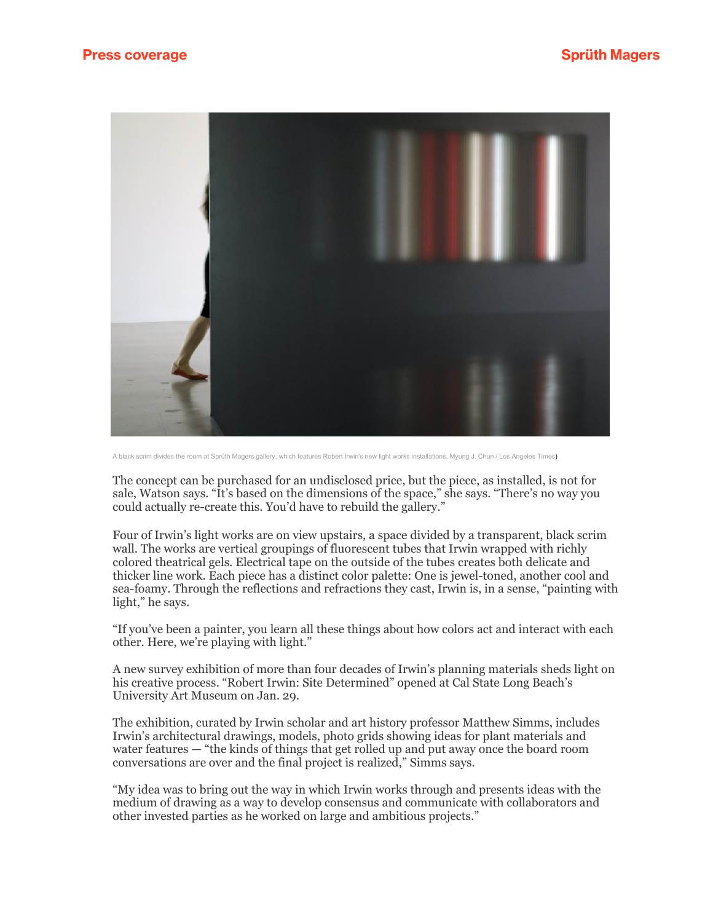A black scrim divides the room at Sprüth Magers gallery, which features Robert Irwin's new light works installations. Myung J. Chun / Los Angeles Times)

The concept can be purchased for an undisclosed price, but the piece, as installed, is not for sale, Watson says. "It's based on the dimensions of the space," she says. "There's no way you could actually re-create this. You'd have to rebuild the gallery."

Four of Irwin's light works are on view upstairs, a space divided by a transparent, black scrim wall. The works are vertical groupings of fluorescent tubes that Irwin wrapped with richly colored theatrical gels. Electrical tape on the outside of the tubes creates both delicate and thicker line work. Each piece has a distinct color palette: One is jewel-toned, another cool and sea-foamy. Through the reflections and refractions they cast, Irwin is, in a sense, "painting with light," he says.

"If you've been a painter, you learn all these things about how colors act and interact with each other. Here, we're playing with light."

A new survey exhibition of more than four decades of Irwin's planning materials sheds light on his creative process. "Robert Irwin: Site Determined" opened at Cal State Long Beach's University Art Museum on Jan. 29.

The exhibition, curated by Irwin scholar and art history professor Matthew Simms, includes Irwin's architectural drawings, models, photo grids showing ideas for plant materials and water features — "the kinds of things that get rolled up and put away once the board room conversations are over and the final project is realized," Simms says.

"My idea was to bring out the way in which Irwin works through and presents ideas with the medium of drawing as a way to develop consensus and communicate with collaborators and other invested parties as he worked on large and ambitious projects."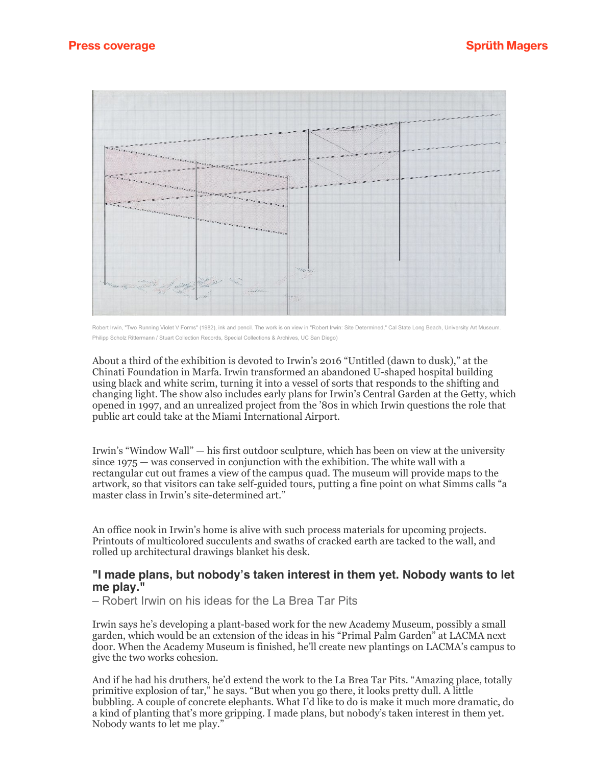Robert Irwin, "Two Running Violet V Forms" (1982), ink and pencil. The work is on view in "Robert Irwin: Site Determined," Cal State Long Beach, University Art Museum. Philipp Scholz Rittermann / Stuart Collection Records, Special Collections & Archives, UC San Diego)

About a third of the exhibition is devoted to Irwin's 2016 "Untitled (dawn to dusk)," at the Chinati Foundation in Marfa. Irwin transformed an abandoned U-shaped hospital building using black and white scrim, turning it into a vessel of sorts that responds to the shifting and changing light. The show also includes early plans for Irwin's Central Garden at the Getty, which opened in 1997, and an unrealized project from the '80s in which Irwin questions the role that public art could take at the Miami International Airport.

Irwin's "Window Wall" — his first outdoor sculpture, which has been on view at the university since 1975 — was conserved in conjunction with the exhibition. The white wall with a rectangular cut out frames a view of the campus quad. The museum will provide maps to the artwork, so that visitors can take self-guided tours, putting a fine point on what Simms calls "a master class in Irwin's site-determined art."

An office nook in Irwin's home is alive with such process materials for upcoming projects. Printouts of multicolored succulents and swaths of cracked earth are tacked to the wall, and rolled up architectural drawings blanket his desk.

**"I made plans, but nobody's taken interest in them yet. Nobody wants to let me play."**

– Robert Irwin on his ideas for the La Brea Tar Pits

Irwin says he's developing a plant-based work for the new Academy Museum, possibly a small garden, which would be an extension of the ideas in his "Primal Palm Garden" at LACMA next door. When the Academy Museum is finished, he'll create new plantings on LACMA's campus to give the two works cohesion.

And if he had his druthers, he'd extend the work to the La Brea Tar Pits. "Amazing place, totally primitive explosion of tar," he says. "But when you go there, it looks pretty dull. A little bubbling. A couple of concrete elephants. What I'd like to do is make it much more dramatic, do a kind of planting that's more gripping. I made plans, but nobody's taken interest in them yet. Nobody wants to let me play."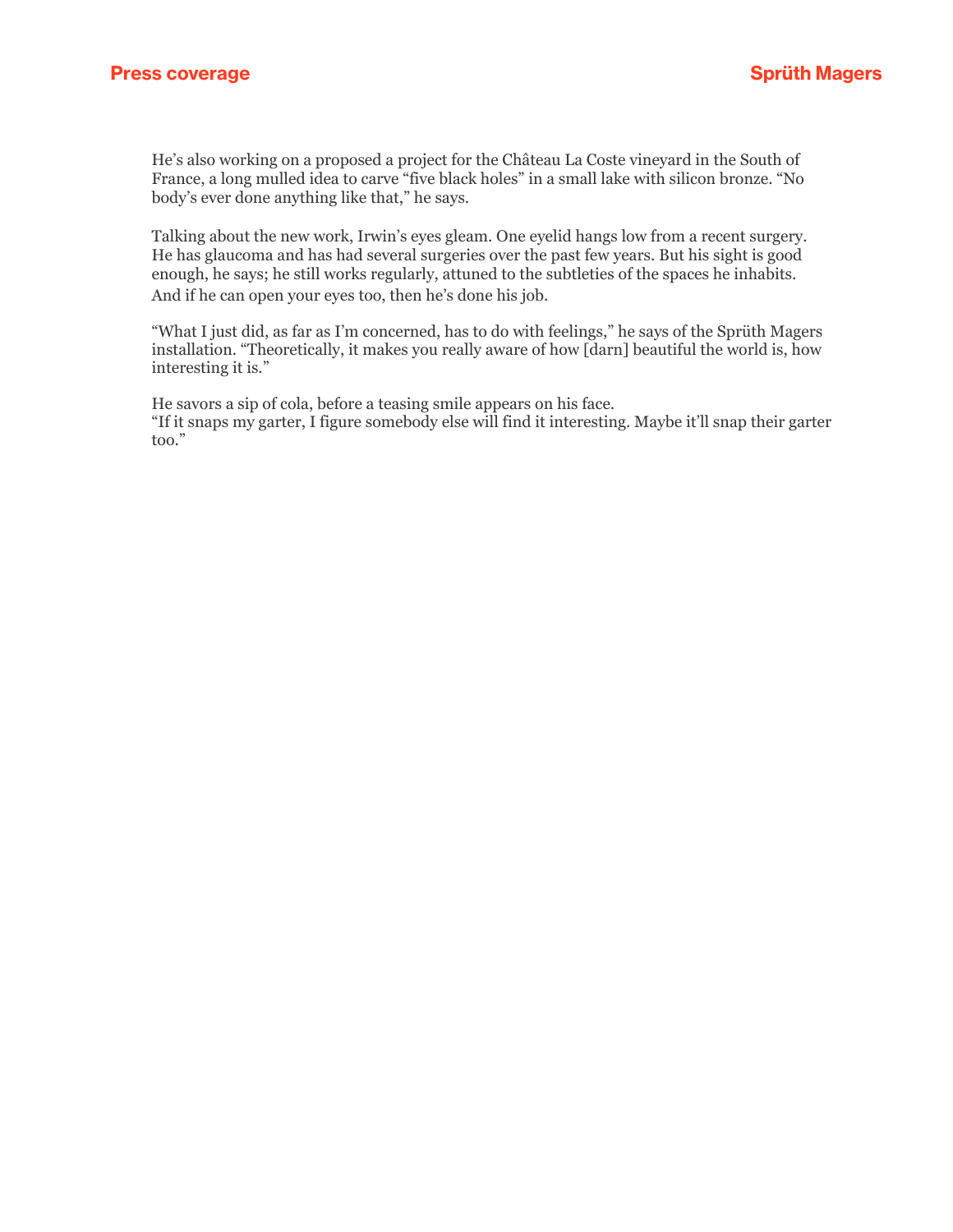He's also working on a proposed a project for the Château La Coste vineyard in the South of France, a long mulled idea to carve "five black holes" in a small lake with silicon bronze. "No body's ever done anything like that," he says.

Talking about the new work, Irwin's eyes gleam. One eyelid hangs low from a recent surgery. He has glaucoma and has had several surgeries over the past few years. But his sight is good enough, he says; he still works regularly, attuned to the subtleties of the spaces he inhabits. And if he can open your eyes too, then he's done his job.

"What I just did, as far as I'm concerned, has to do with feelings," he says of the Sprüth Magers installation. "Theoretically, it makes you really aware of how [darn] beautiful the world is, how interesting it is."

He savors a sip of cola, before a teasing smile appears on his face.
"If it snaps my garter, I figure somebody else will find it interesting. Maybe it'll snap their garter too."